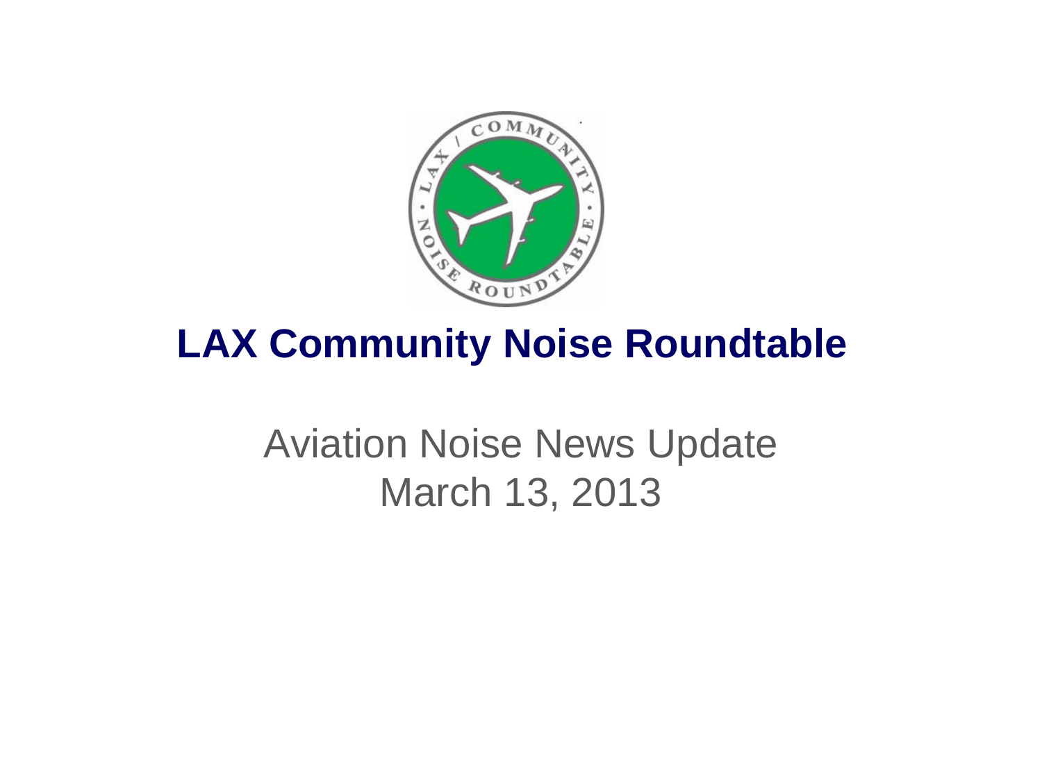# LAX Community Noise Roundtable

Aviation Noise News Update
March 13, 2013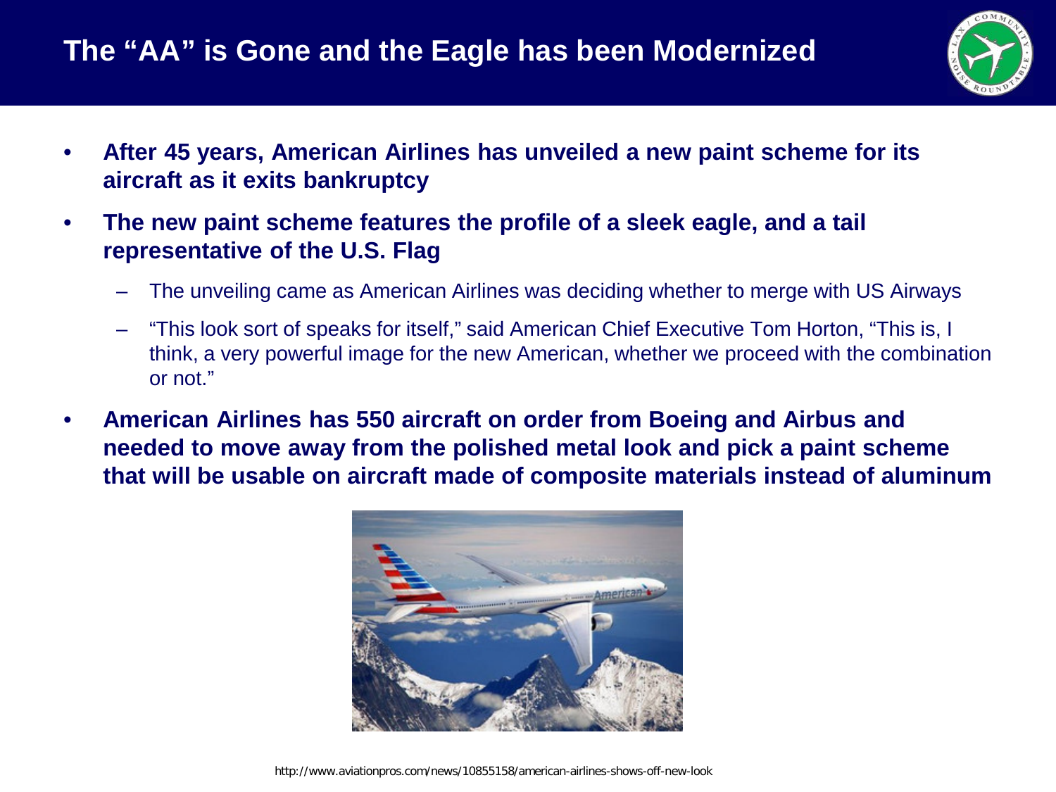# The "AA" is Gone and the Eagle has been Modernized

- **After 45 years, American Airlines has unveiled a new paint scheme for its aircraft as it exits bankruptcy**
- **The new paint scheme features the profile of a sleek eagle, and a tail representative of the U.S. Flag**
  - The unveiling came as American Airlines was deciding whether to merge with US Airways
  - "This look sort of speaks for itself," said American Chief Executive Tom Horton, "This is, I think, a very powerful image for the new American, whether we proceed with the combination or not."
- **American Airlines has 550 aircraft on order from Boeing and Airbus and needed to move away from the polished metal look and pick a paint scheme that will be usable on aircraft made of composite materials instead of aluminum**

http://www.aviationpros.com/news/10855158/american-airlines-shows-off-new-look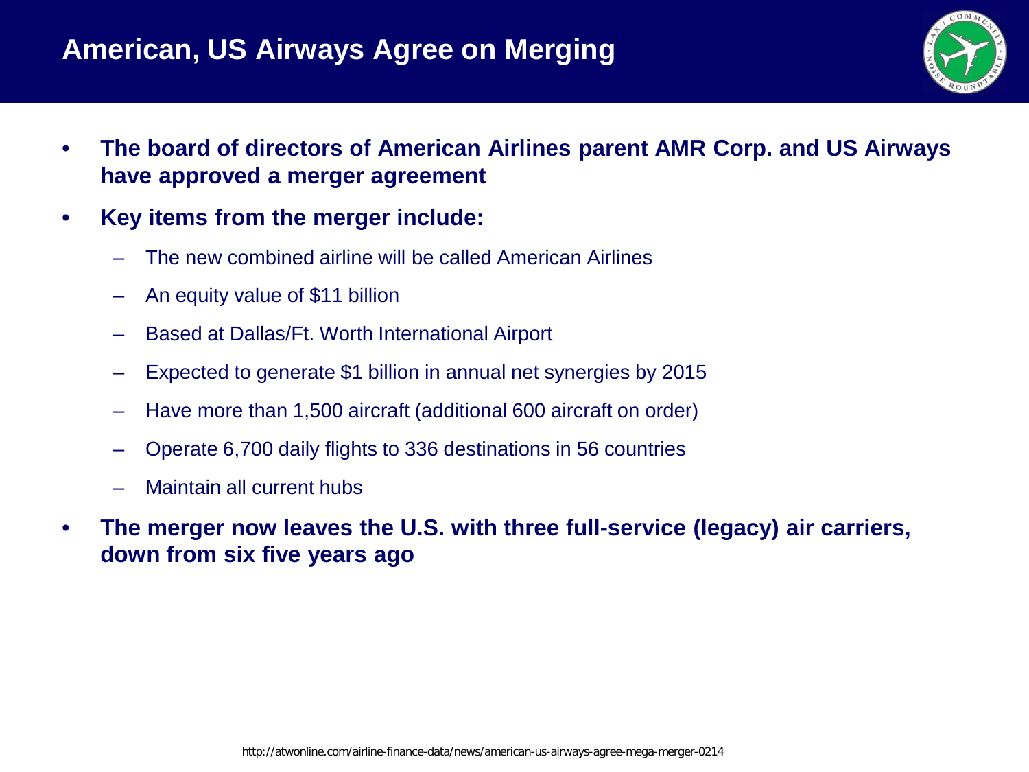# American, US Airways Agree on Merging

- **The board of directors of American Airlines parent AMR Corp. and US Airways have approved a merger agreement**
- **Key items from the merger include:**
  - The new combined airline will be called American Airlines
  - An equity value of $11 billion
  - Based at Dallas/Ft. Worth International Airport
  - Expected to generate $1 billion in annual net synergies by 2015
  - Have more than 1,500 aircraft (additional 600 aircraft on order)
  - Operate 6,700 daily flights to 336 destinations in 56 countries
  - Maintain all current hubs
- **The merger now leaves the U.S. with three full-service (legacy) air carriers, down from six five years ago**

http://atwonline.com/airline-finance-data/news/american-us-airways-agree-mega-merger-0214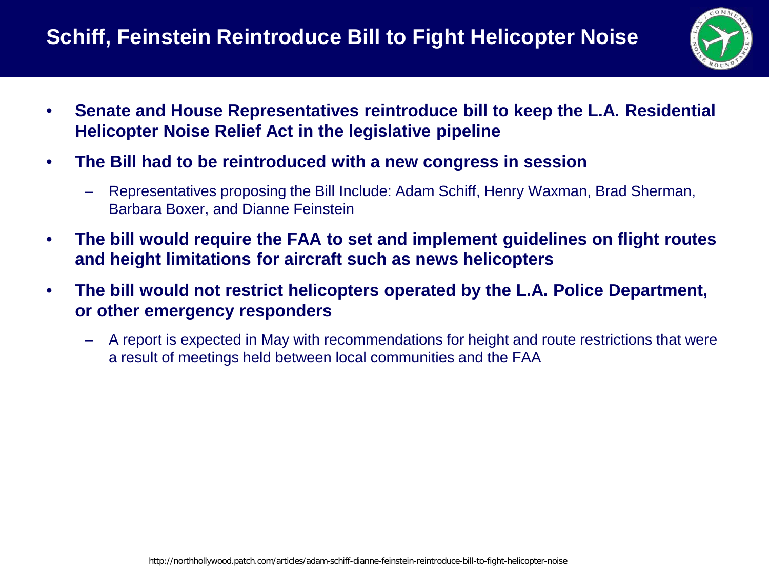# Schiff, Feinstein Reintroduce Bill to Fight Helicopter Noise

- **Senate and House Representatives reintroduce bill to keep the L.A. Residential Helicopter Noise Relief Act in the legislative pipeline**
- **The Bill had to be reintroduced with a new congress in session**
  - Representatives proposing the Bill Include: Adam Schiff, Henry Waxman, Brad Sherman, Barbara Boxer, and Dianne Feinstein
- **The bill would require the FAA to set and implement guidelines on flight routes and height limitations for aircraft such as news helicopters**
- **The bill would not restrict helicopters operated by the L.A. Police Department, or other emergency responders**
  - A report is expected in May with recommendations for height and route restrictions that were a result of meetings held between local communities and the FAA

http://northhollywood.patch.com/articles/adam-schiff-dianne-feinstein-reintroduce-bill-to-fight-helicopter-noise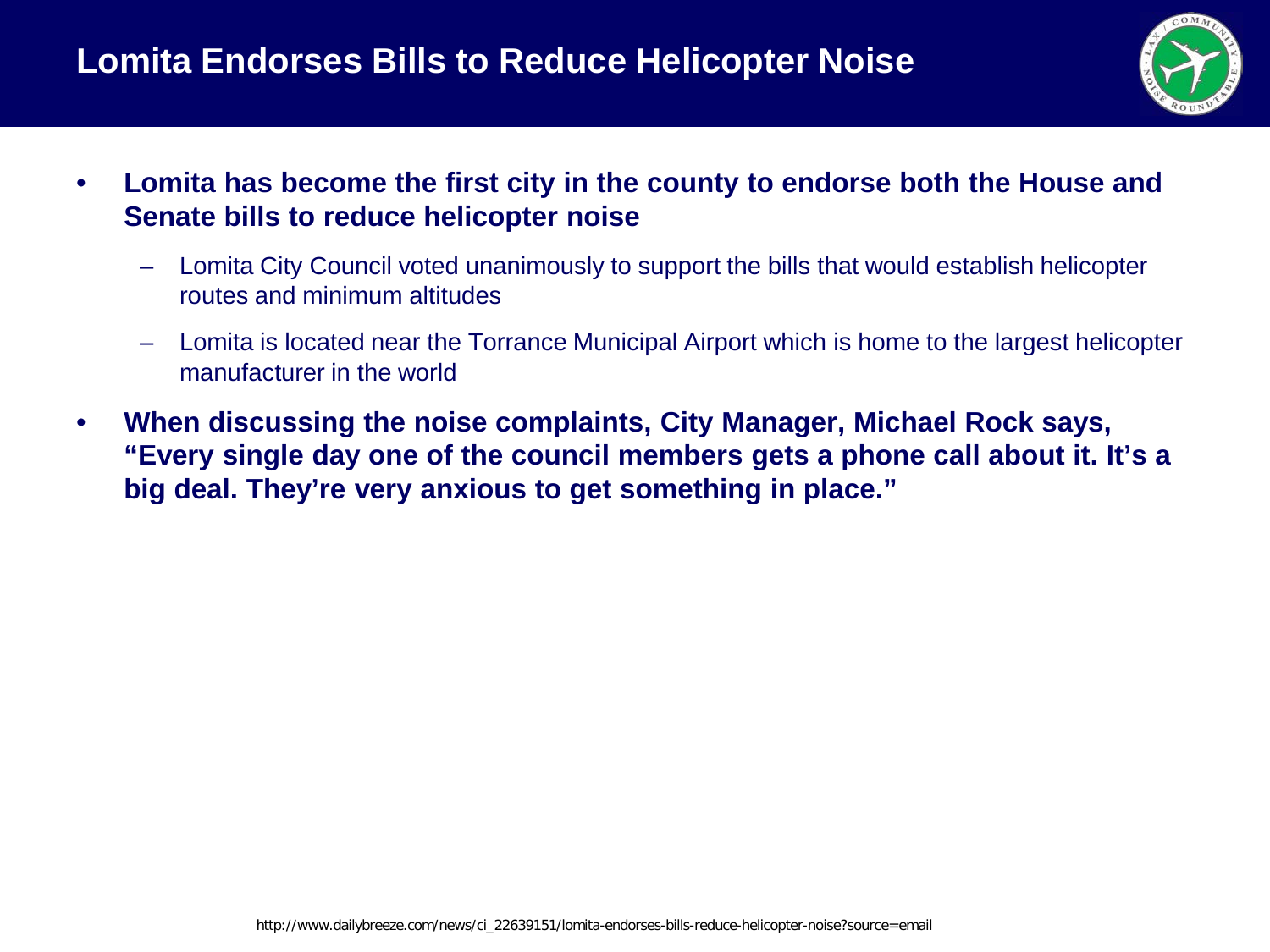# Lomita Endorses Bills to Reduce Helicopter Noise

- **Lomita has become the first city in the county to endorse both the House and Senate bills to reduce helicopter noise**
  - Lomita City Council voted unanimously to support the bills that would establish helicopter routes and minimum altitudes
  - Lomita is located near the Torrance Municipal Airport which is home to the largest helicopter manufacturer in the world
- **When discussing the noise complaints, City Manager, Michael Rock says, "Every single day one of the council members gets a phone call about it. It's a big deal. They're very anxious to get something in place."**

http://www.dailybreeze.com/news/ci_22639151/lomita-endorses-bills-reduce-helicopter-noise?source=email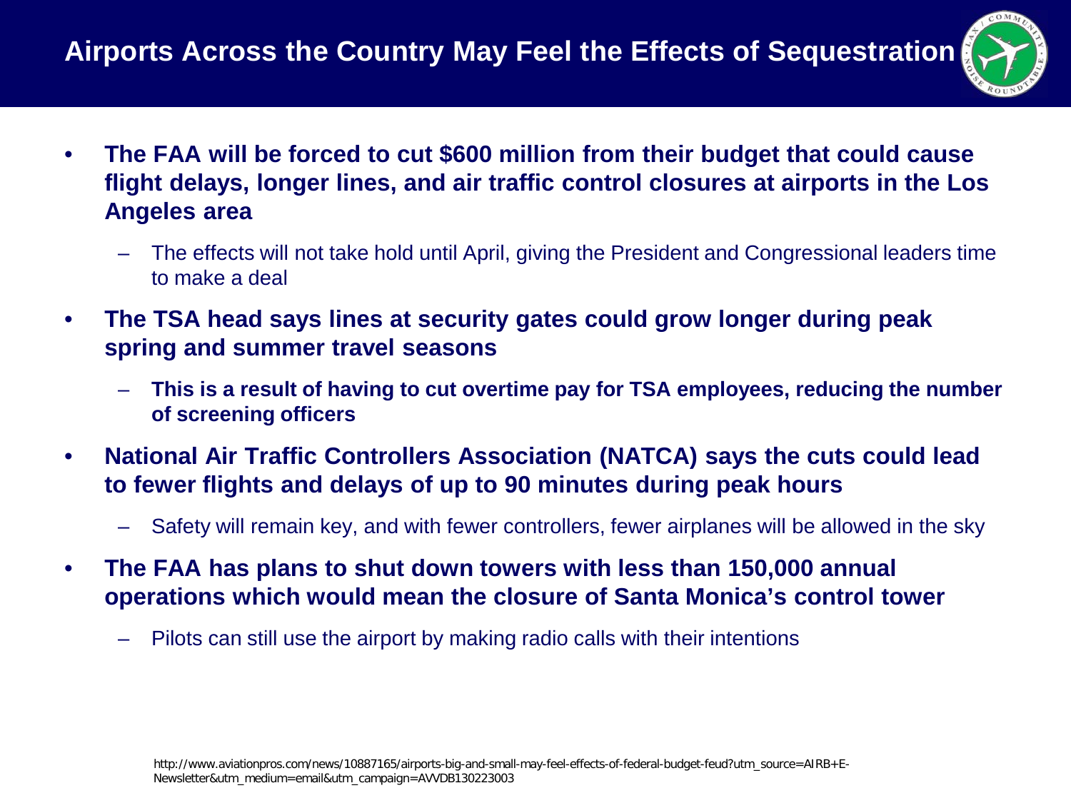# Airports Across the Country May Feel the Effects of Sequestration

- **The FAA will be forced to cut $600 million from their budget that could cause flight delays, longer lines, and air traffic control closures at airports in the Los Angeles area**
  - The effects will not take hold until April, giving the President and Congressional leaders time to make a deal
- **The TSA head says lines at security gates could grow longer during peak spring and summer travel seasons**
  - **This is a result of having to cut overtime pay for TSA employees, reducing the number of screening officers**
- **National Air Traffic Controllers Association (NATCA) says the cuts could lead to fewer flights and delays of up to 90 minutes during peak hours**
  - Safety will remain key, and with fewer controllers, fewer airplanes will be allowed in the sky
- **The FAA has plans to shut down towers with less than 150,000 annual operations which would mean the closure of Santa Monica's control tower**
  - Pilots can still use the airport by making radio calls with their intentions

http://www.aviationpros.com/news/10887165/airports-big-and-small-may-feel-effects-of-federal-budget-feud?utm_source=AIRB+E-Newsletter&utm_medium=email&utm_campaign=AVVDB130223003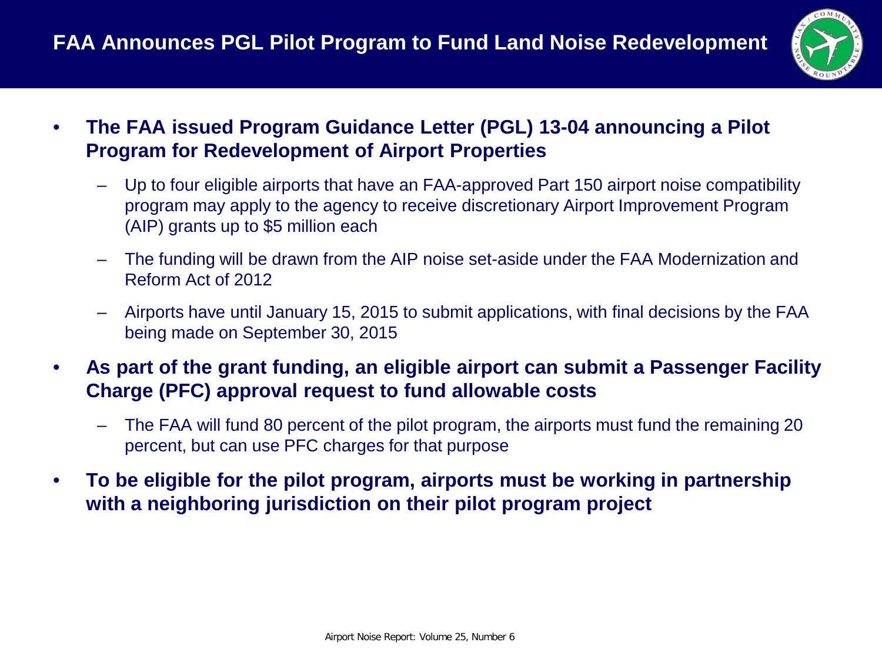# FAA Announces PGL Pilot Program to Fund Land Noise Redevelopment

- **The FAA issued Program Guidance Letter (PGL) 13-04 announcing a Pilot Program for Redevelopment of Airport Properties**
  - Up to four eligible airports that have an FAA-approved Part 150 airport noise compatibility program may apply to the agency to receive discretionary Airport Improvement Program (AIP) grants up to $5 million each
  - The funding will be drawn from the AIP noise set-aside under the FAA Modernization and Reform Act of 2012
  - Airports have until January 15, 2015 to submit applications, with final decisions by the FAA being made on September 30, 2015
- **As part of the grant funding, an eligible airport can submit a Passenger Facility Charge (PFC) approval request to fund allowable costs**
  - The FAA will fund 80 percent of the pilot program, the airports must fund the remaining 20 percent, but can use PFC charges for that purpose
- **To be eligible for the pilot program, airports must be working in partnership with a neighboring jurisdiction on their pilot program project**

Airport Noise Report: Volume 25, Number 6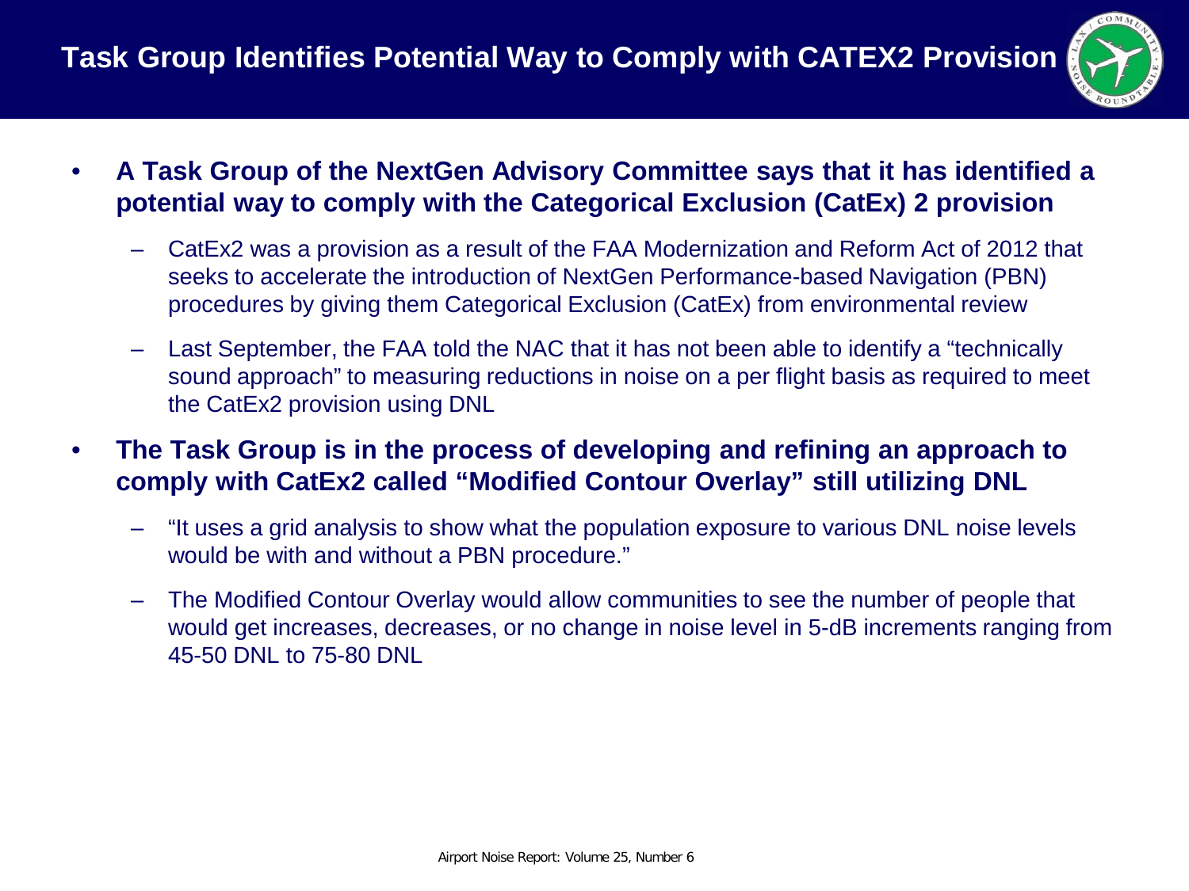# Task Group Identifies Potential Way to Comply with CATEX2 Provision

- **A Task Group of the NextGen Advisory Committee says that it has identified a potential way to comply with the Categorical Exclusion (CatEx) 2 provision**
  - CatEx2 was a provision as a result of the FAA Modernization and Reform Act of 2012 that seeks to accelerate the introduction of NextGen Performance-based Navigation (PBN) procedures by giving them Categorical Exclusion (CatEx) from environmental review
  - Last September, the FAA told the NAC that it has not been able to identify a "technically sound approach" to measuring reductions in noise on a per flight basis as required to meet the CatEx2 provision using DNL
- **The Task Group is in the process of developing and refining an approach to comply with CatEx2 called "Modified Contour Overlay" still utilizing DNL**
  - "It uses a grid analysis to show what the population exposure to various DNL noise levels would be with and without a PBN procedure."
  - The Modified Contour Overlay would allow communities to see the number of people that would get increases, decreases, or no change in noise level in 5-dB increments ranging from 45-50 DNL to 75-80 DNL

Airport Noise Report: Volume 25, Number 6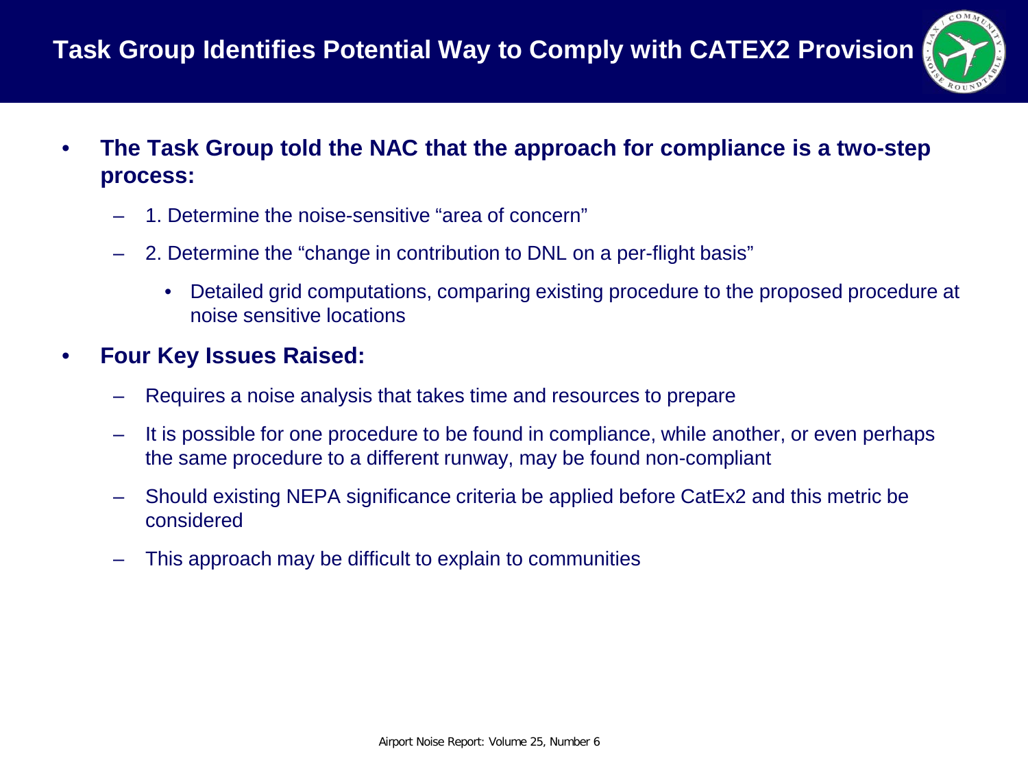# Task Group Identifies Potential Way to Comply with CATEX2 Provision

- **The Task Group told the NAC that the approach for compliance is a two-step process:**
  - 1. Determine the noise-sensitive "area of concern"
  - 2. Determine the "change in contribution to DNL on a per-flight basis"
    - Detailed grid computations, comparing existing procedure to the proposed procedure at noise sensitive locations
- **Four Key Issues Raised:**
  - Requires a noise analysis that takes time and resources to prepare
  - It is possible for one procedure to be found in compliance, while another, or even perhaps the same procedure to a different runway, may be found non-compliant
  - Should existing NEPA significance criteria be applied before CatEx2 and this metric be considered
  - This approach may be difficult to explain to communities

Airport Noise Report: Volume 25, Number 6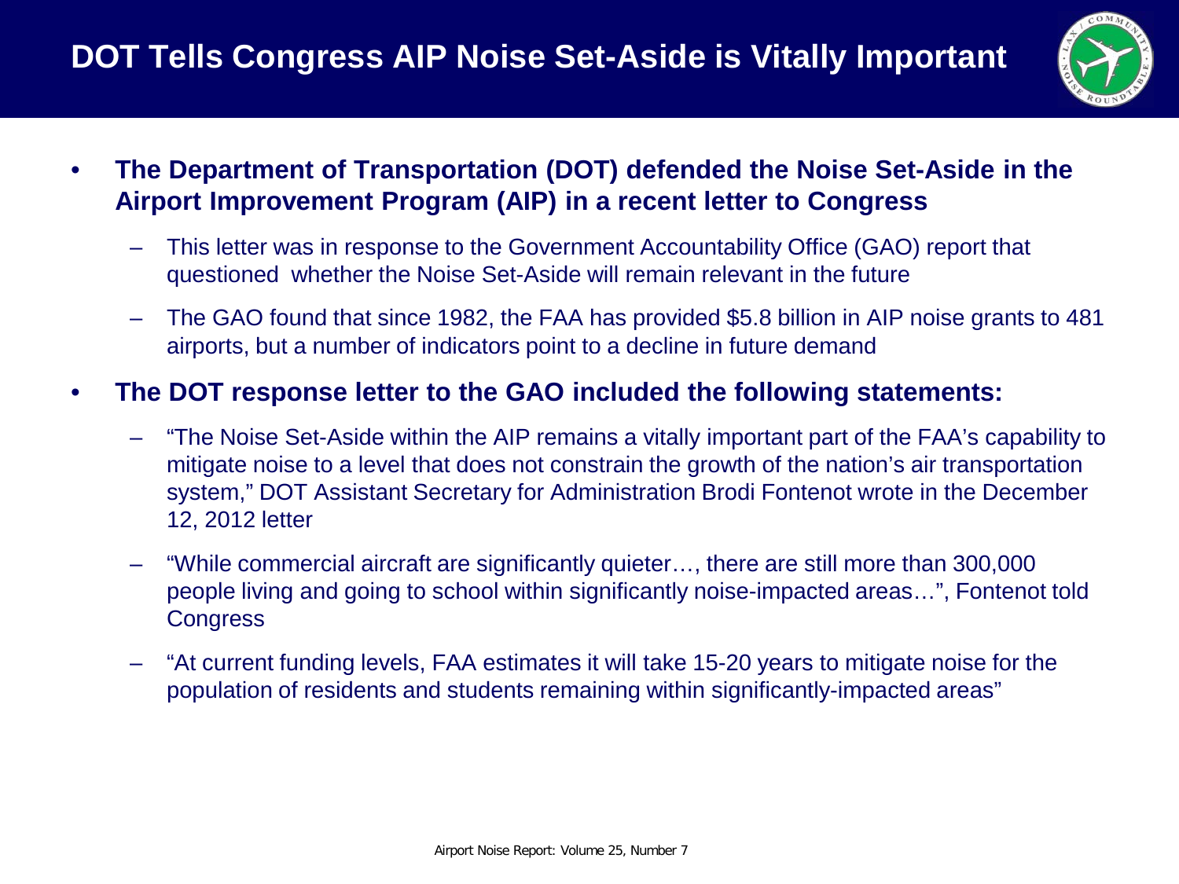# DOT Tells Congress AIP Noise Set-Aside is Vitally Important

- **The Department of Transportation (DOT) defended the Noise Set-Aside in the Airport Improvement Program (AIP) in a recent letter to Congress**
  - This letter was in response to the Government Accountability Office (GAO) report that questioned whether the Noise Set-Aside will remain relevant in the future
  - The GAO found that since 1982, the FAA has provided $5.8 billion in AIP noise grants to 481 airports, but a number of indicators point to a decline in future demand
- **The DOT response letter to the GAO included the following statements:**
  - "The Noise Set-Aside within the AIP remains a vitally important part of the FAA's capability to mitigate noise to a level that does not constrain the growth of the nation's air transportation system," DOT Assistant Secretary for Administration Brodi Fontenot wrote in the December 12, 2012 letter
  - "While commercial aircraft are significantly quieter…, there are still more than 300,000 people living and going to school within significantly noise-impacted areas…", Fontenot told Congress
  - "At current funding levels, FAA estimates it will take 15-20 years to mitigate noise for the population of residents and students remaining within significantly-impacted areas"

Airport Noise Report: Volume 25, Number 7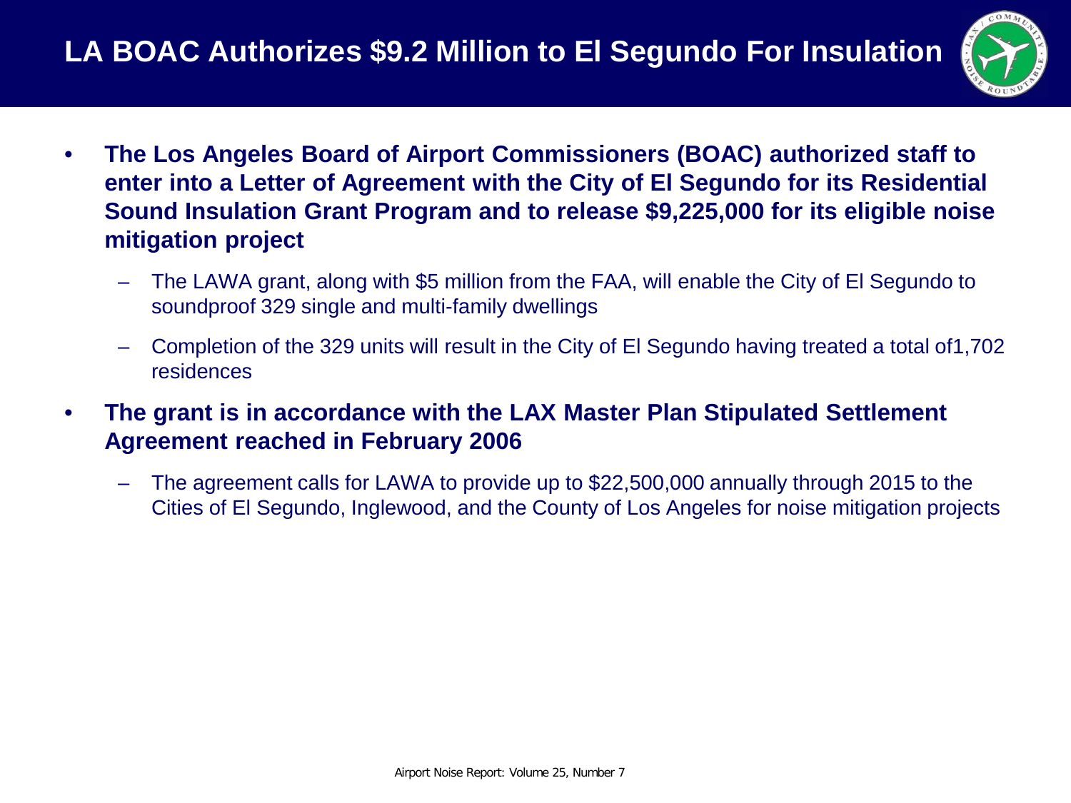# LA BOAC Authorizes $9.2 Million to El Segundo For Insulation

- **The Los Angeles Board of Airport Commissioners (BOAC) authorized staff to enter into a Letter of Agreement with the City of El Segundo for its Residential Sound Insulation Grant Program and to release $9,225,000 for its eligible noise mitigation project**
  - The LAWA grant, along with $5 million from the FAA, will enable the City of El Segundo to soundproof 329 single and multi-family dwellings
  - Completion of the 329 units will result in the City of El Segundo having treated a total of1,702 residences
- **The grant is in accordance with the LAX Master Plan Stipulated Settlement Agreement reached in February 2006**
  - The agreement calls for LAWA to provide up to $22,500,000 annually through 2015 to the Cities of El Segundo, Inglewood, and the County of Los Angeles for noise mitigation projects

Airport Noise Report: Volume 25, Number 7